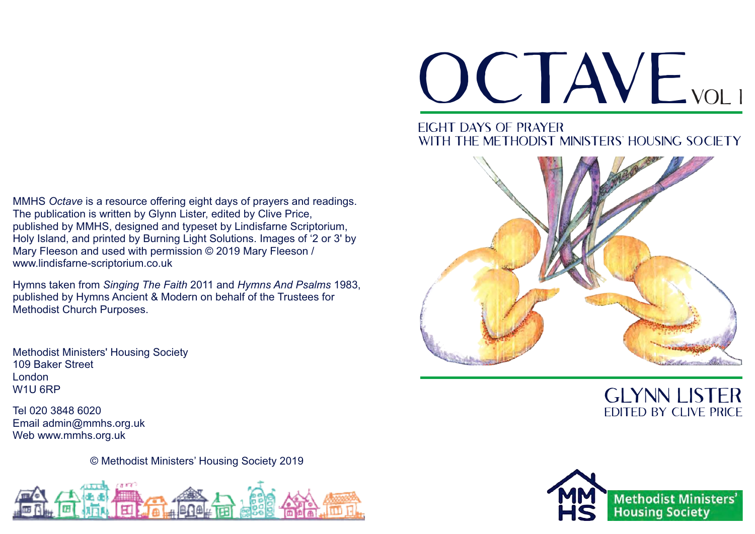# OCTAVE VOL 1

## EIGHT DAYS OF PRAYER WITH THE METHODIST MINISTERS' HOUSING SOCIETY

GLYNN LISTER
EDITED BY CLIVE PRICE

Methodist Ministers' Housing Society

MMHS *Octave* is a resource offering eight days of prayers and readings. The publication is written by Glynn Lister, edited by Clive Price, published by MMHS, designed and typeset by Lindisfarne Scriptorium, Holy Island, and printed by Burning Light Solutions. Images of '2 or 3' by Mary Fleeson and used with permission © 2019 Mary Fleeson / www.lindisfarne-scriptorium.co.uk

Hymns taken from *Singing The Faith* 2011 and *Hymns And Psalms* 1983, published by Hymns Ancient & Modern on behalf of the Trustees for Methodist Church Purposes.

Methodist Ministers' Housing Society
109 Baker Street
London
W1U 6RP

Tel 020 3848 6020
Email admin@mmhs.org.uk
Web www.mmhs.org.uk

© Methodist Ministers' Housing Society 2019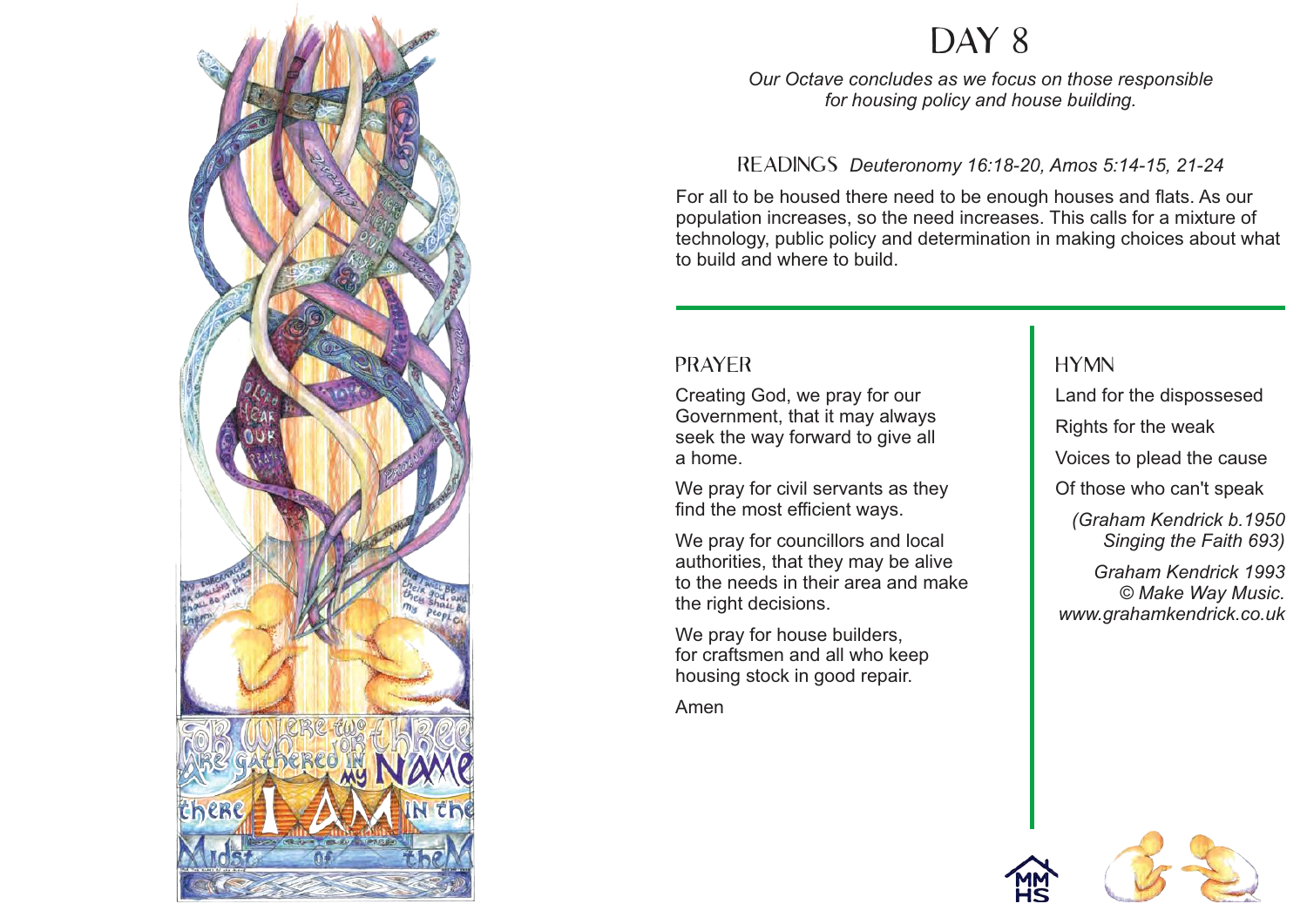# DAY 8

*Our Octave concludes as we focus on those responsible for housing policy and house building.*

## READINGS *Deuteronomy 16:18-20, Amos 5:14-15, 21-24*

For all to be housed there need to be enough houses and flats. As our population increases, so the need increases. This calls for a mixture of technology, public policy and determination in making choices about what to build and where to build.

## PRAYER

Creating God, we pray for our Government, that it may always seek the way forward to give all a home.

We pray for civil servants as they find the most efficient ways.

We pray for councillors and local authorities, that they may be alive to the needs in their area and make the right decisions.

We pray for house builders, for craftsmen and all who keep housing stock in good repair.

Amen

## HYMN

Land for the dispossesed

Rights for the weak

Voices to plead the cause

Of those who can't speak

*(Graham Kendrick b.1950*
*Singing the Faith 693)*

*Graham Kendrick 1993*
*© Make Way Music.*
*www.grahamkendrick.co.uk*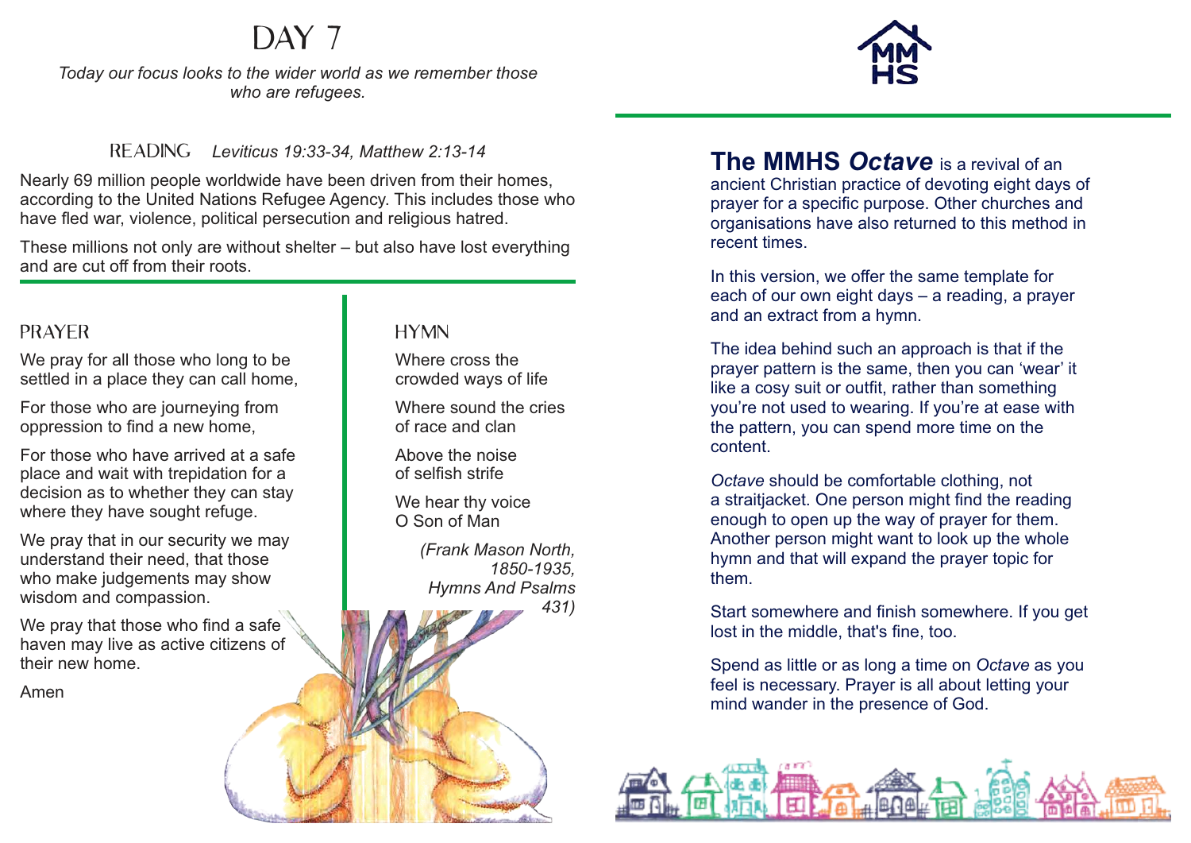# DAY 7

*Today our focus looks to the wider world as we remember those who are refugees.*

## READING *Leviticus 19:33-34, Matthew 2:13-14*

Nearly 69 million people worldwide have been driven from their homes, according to the United Nations Refugee Agency. This includes those who have fled war, violence, political persecution and religious hatred.

These millions not only are without shelter – but also have lost everything and are cut off from their roots.

## PRAYER

We pray for all those who long to be settled in a place they can call home,

For those who are journeying from oppression to find a new home,

For those who have arrived at a safe place and wait with trepidation for a decision as to whether they can stay where they have sought refuge.

We pray that in our security we may understand their need, that those who make judgements may show wisdom and compassion.

We pray that those who find a safe haven may live as active citizens of their new home.

Amen

## HYMN

Where cross the
crowded ways of life

Where sound the cries
of race and clan

Above the noise
of selfish strife

We hear thy voice
O Son of Man

*(Frank Mason North, 1850-1935, Hymns And Psalms 431)*

**The MMHS *Octave*** is a revival of an ancient Christian practice of devoting eight days of prayer for a specific purpose. Other churches and organisations have also returned to this method in recent times.

In this version, we offer the same template for each of our own eight days – a reading, a prayer and an extract from a hymn.

The idea behind such an approach is that if the prayer pattern is the same, then you can 'wear' it like a cosy suit or outfit, rather than something you're not used to wearing. If you're at ease with the pattern, you can spend more time on the content.

*Octave* should be comfortable clothing, not a straitjacket. One person might find the reading enough to open up the way of prayer for them. Another person might want to look up the whole hymn and that will expand the prayer topic for them.

Start somewhere and finish somewhere. If you get lost in the middle, that's fine, too.

Spend as little or as long a time on *Octave* as you feel is necessary. Prayer is all about letting your mind wander in the presence of God.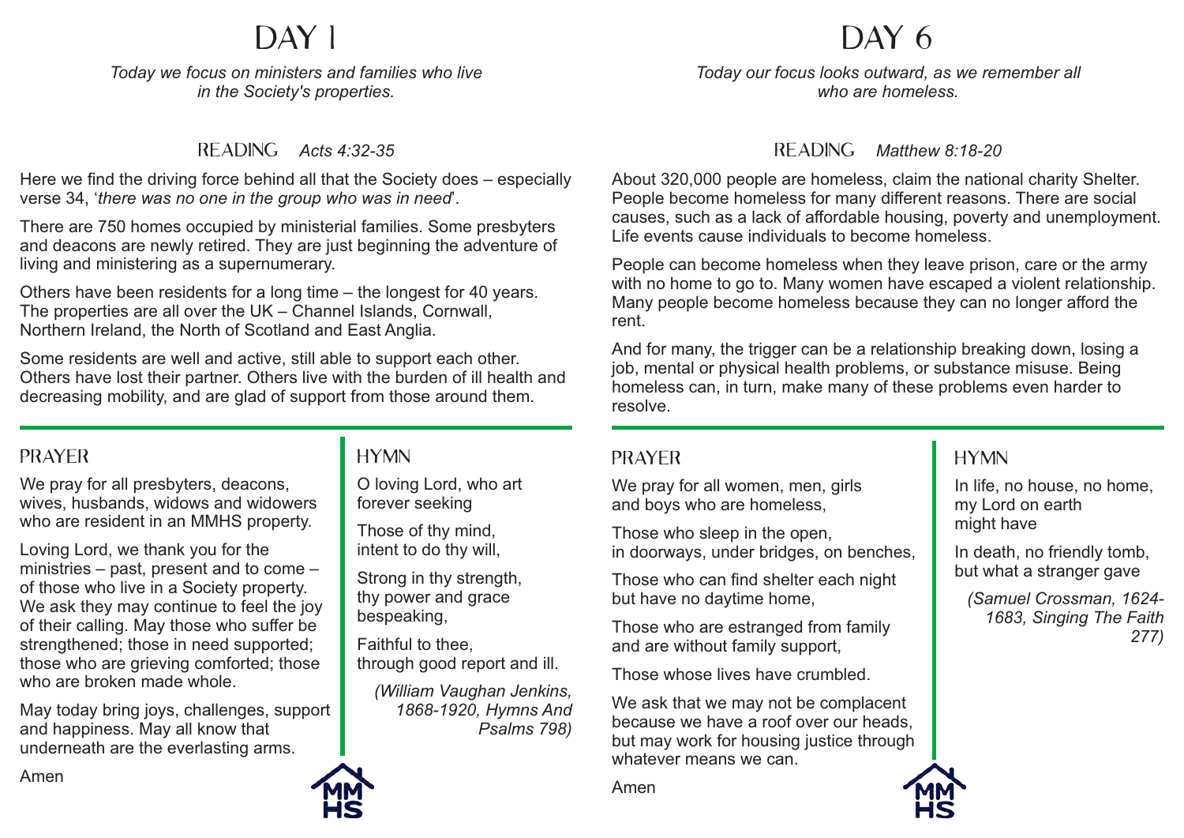# DAY 1

*Today we focus on ministers and families who live in the Society's properties.*

## READING *Acts 4:32-35*

Here we find the driving force behind all that the Society does – especially verse 34, '*there was no one in the group who was in need*'.

There are 750 homes occupied by ministerial families. Some presbyters and deacons are newly retired. They are just beginning the adventure of living and ministering as a supernumerary.

Others have been residents for a long time – the longest for 40 years. The properties are all over the UK – Channel Islands, Cornwall, Northern Ireland, the North of Scotland and East Anglia.

Some residents are well and active, still able to support each other. Others have lost their partner. Others live with the burden of ill health and decreasing mobility, and are glad of support from those around them.

## PRAYER

We pray for all presbyters, deacons, wives, husbands, widows and widowers who are resident in an MMHS property.

Loving Lord, we thank you for the ministries – past, present and to come – of those who live in a Society property. We ask they may continue to feel the joy of their calling. May those who suffer be strengthened; those in need supported; those who are grieving comforted; those who are broken made whole.

May today bring joys, challenges, support and happiness. May all know that underneath are the everlasting arms.

Amen

## HYMN

O loving Lord, who art
forever seeking

Those of thy mind,
intent to do thy will,

Strong in thy strength,
thy power and grace
bespeaking,

Faithful to thee,
through good report and ill.

*(William Vaughan Jenkins, 1868-1920, Hymns And Psalms 798)*

# DAY 6

*Today our focus looks outward, as we remember all who are homeless.*

## READING *Matthew 8:18-20*

About 320,000 people are homeless, claim the national charity Shelter. People become homeless for many different reasons. There are social causes, such as a lack of affordable housing, poverty and unemployment. Life events cause individuals to become homeless.

People can become homeless when they leave prison, care or the army with no home to go to. Many women have escaped a violent relationship. Many people become homeless because they can no longer afford the rent.

And for many, the trigger can be a relationship breaking down, losing a job, mental or physical health problems, or substance misuse. Being homeless can, in turn, make many of these problems even harder to resolve.

## PRAYER

We pray for all women, men, girls
and boys who are homeless,

Those who sleep in the open,
in doorways, under bridges, on benches,

Those who can find shelter each night
but have no daytime home,

Those who are estranged from family
and are without family support,

Those whose lives have crumbled.

We ask that we may not be complacent because we have a roof over our heads, but may work for housing justice through whatever means we can.

Amen

## HYMN

In life, no house, no home,
my Lord on earth
might have

In death, no friendly tomb,
but what a stranger gave

*(Samuel Crossman, 1624-1683, Singing The Faith 277)*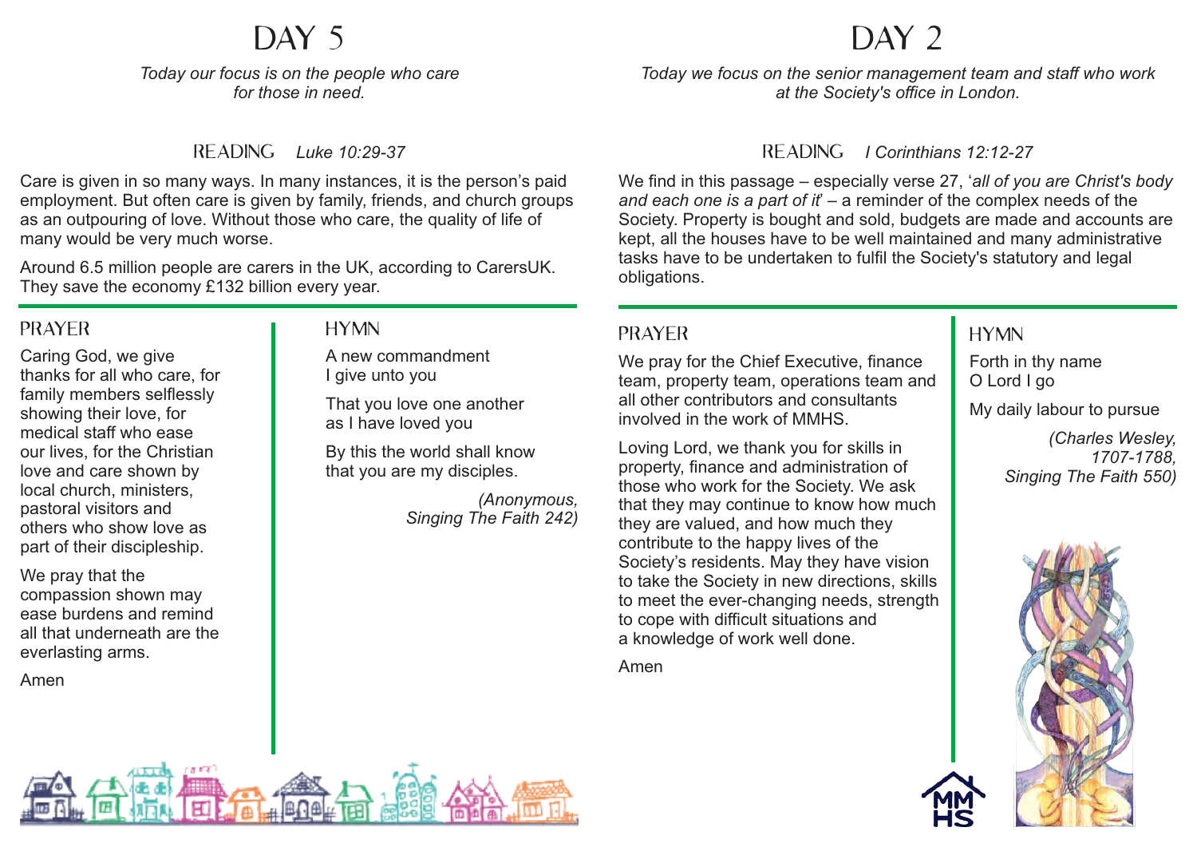# DAY 5

*Today our focus is on the people who care for those in need.*

## READING *Luke 10:29-37*

Care is given in so many ways. In many instances, it is the person's paid employment. But often care is given by family, friends, and church groups as an outpouring of love. Without those who care, the quality of life of many would be very much worse.

Around 6.5 million people are carers in the UK, according to CarersUK. They save the economy £132 billion every year.

## PRAYER

Caring God, we give thanks for all who care, for family members selflessly showing their love, for medical staff who ease our lives, for the Christian love and care shown by local church, ministers, pastoral visitors and others who show love as part of their discipleship.

We pray that the compassion shown may ease burdens and remind all that underneath are the everlasting arms.

Amen

## HYMN

A new commandment
I give unto you

That you love one another
as I have loved you

By this the world shall know
that you are my disciples.

*(Anonymous, Singing The Faith 242)*

# DAY 2

*Today we focus on the senior management team and staff who work at the Society's office in London.*

## READING *I Corinthians 12:12-27*

We find in this passage – especially verse 27, '*all of you are Christ's body and each one is a part of it*' – a reminder of the complex needs of the Society. Property is bought and sold, budgets are made and accounts are kept, all the houses have to be well maintained and many administrative tasks have to be undertaken to fulfil the Society's statutory and legal obligations.

## PRAYER

We pray for the Chief Executive, finance team, property team, operations team and all other contributors and consultants involved in the work of MMHS.

Loving Lord, we thank you for skills in property, finance and administration of those who work for the Society. We ask that they may continue to know how much they are valued, and how much they contribute to the happy lives of the Society's residents. May they have vision to take the Society in new directions, skills to meet the ever-changing needs, strength to cope with difficult situations and a knowledge of work well done.

Amen

## HYMN

Forth in thy name
O Lord I go

My daily labour to pursue

*(Charles Wesley, 1707-1788, Singing The Faith 550)*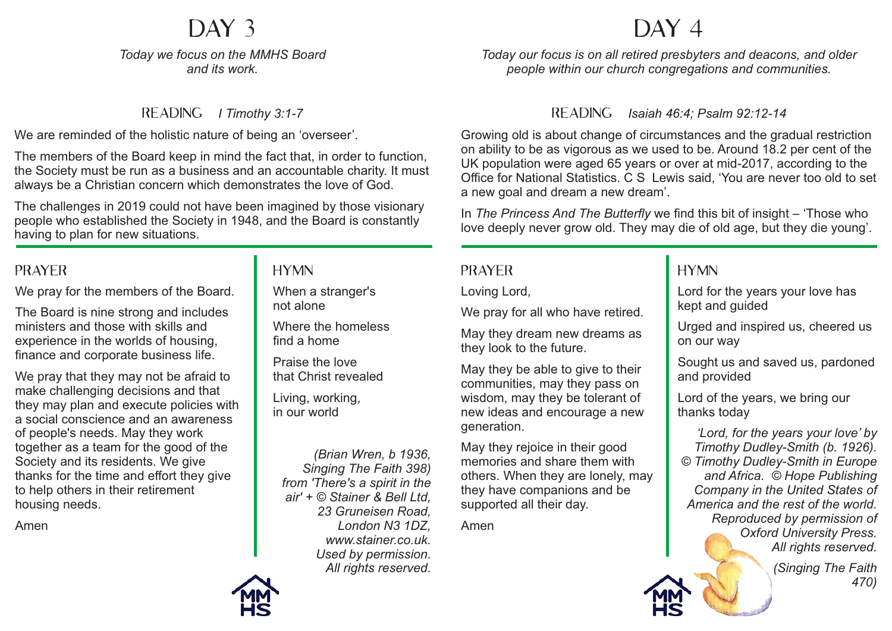# DAY 3

*Today we focus on the MMHS Board and its work.*

## READING *I Timothy 3:1-7*

We are reminded of the holistic nature of being an 'overseer'.

The members of the Board keep in mind the fact that, in order to function, the Society must be run as a business and an accountable charity. It must always be a Christian concern which demonstrates the love of God.

The challenges in 2019 could not have been imagined by those visionary people who established the Society in 1948, and the Board is constantly having to plan for new situations.

## PRAYER

We pray for the members of the Board.

The Board is nine strong and includes ministers and those with skills and experience in the worlds of housing, finance and corporate business life.

We pray that they may not be afraid to make challenging decisions and that they may plan and execute policies with a social conscience and an awareness of people's needs. May they work together as a team for the good of the Society and its residents. We give thanks for the time and effort they give to help others in their retirement housing needs.

Amen

## HYMN

When a stranger's not alone

Where the homeless find a home

Praise the love that Christ revealed

Living, working, in our world

*(Brian Wren, b 1936, Singing The Faith 398) from 'There's a spirit in the air' + © Stainer & Bell Ltd, 23 Gruneisen Road, London N3 1DZ, www.stainer.co.uk. Used by permission. All rights reserved.*

# DAY 4

*Today our focus is on all retired presbyters and deacons, and older people within our church congregations and communities.*

## READING *Isaiah 46:4; Psalm 92:12-14*

Growing old is about change of circumstances and the gradual restriction on ability to be as vigorous as we used to be. Around 18.2 per cent of the UK population were aged 65 years or over at mid-2017, according to the Office for National Statistics. C S Lewis said, 'You are never too old to set a new goal and dream a new dream'.

In *The Princess And The Butterfly* we find this bit of insight – 'Those who love deeply never grow old. They may die of old age, but they die young'.

## PRAYER

Loving Lord,

We pray for all who have retired.

May they dream new dreams as they look to the future.

May they be able to give to their communities, may they pass on wisdom, may they be tolerant of new ideas and encourage a new generation.

May they rejoice in their good memories and share them with others. When they are lonely, may they have companions and be supported all their day.

Amen

## HYMN

Lord for the years your love has kept and guided

Urged and inspired us, cheered us on our way

Sought us and saved us, pardoned and provided

Lord of the years, we bring our thanks today

*'Lord, for the years your love' by Timothy Dudley-Smith (b. 1926). © Timothy Dudley-Smith in Europe and Africa. © Hope Publishing Company in the United States of America and the rest of the world. Reproduced by permission of Oxford University Press. All rights reserved.*

*(Singing The Faith 470)*